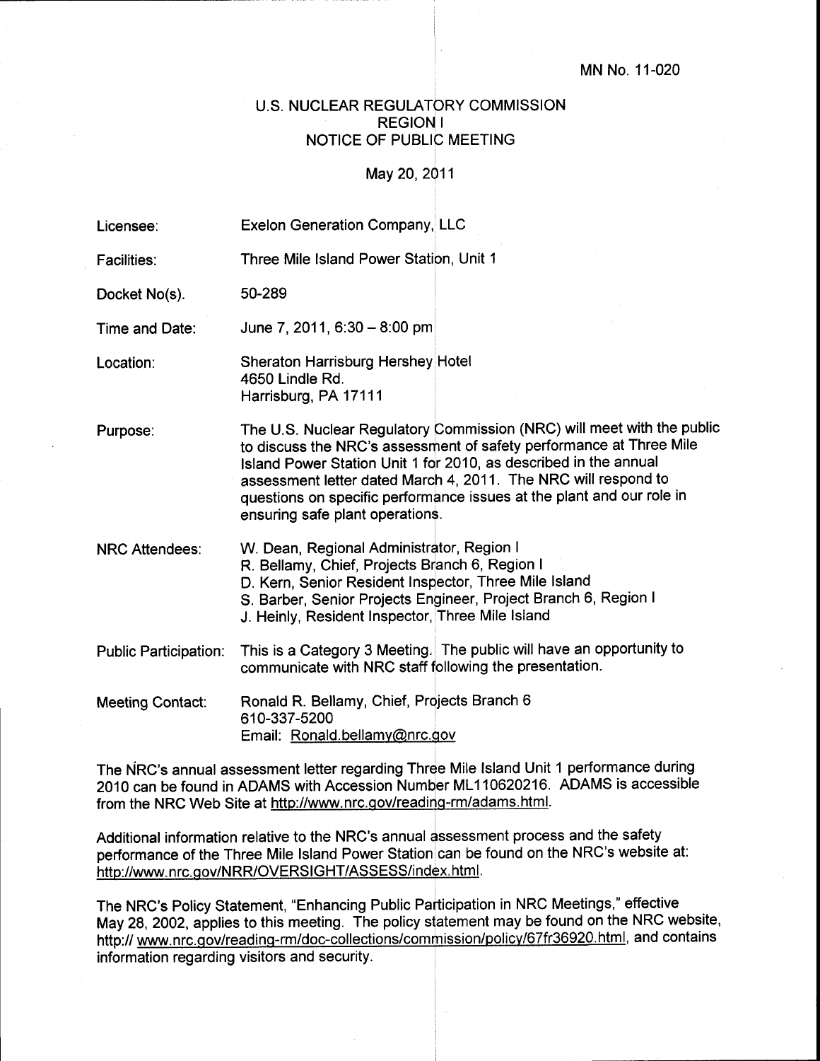MN No. 11-020

# U.S. NUCLEAR REGULATORY COMMISSION
## REGION I
## NOTICE OF PUBLIC MEETING

May 20, 2011

| | |
|---|---|
| Licensee: | Exelon Generation Company, LLC |
| Facilities: | Three Mile Island Power Station, Unit 1 |
| Docket No(s). | 50-289 |
| Time and Date: | June 7, 2011, 6:30 – 8:00 pm |
| Location: | Sheraton Harrisburg Hershey Hotel<br>4650 Lindle Rd.<br>Harrisburg, PA 17111 |
| Purpose: | The U.S. Nuclear Regulatory Commission (NRC) will meet with the public to discuss the NRC's assessment of safety performance at Three Mile Island Power Station Unit 1 for 2010, as described in the annual assessment letter dated March 4, 2011. The NRC will respond to questions on specific performance issues at the plant and our role in ensuring safe plant operations. |
| NRC Attendees: | W. Dean, Regional Administrator, Region I<br>R. Bellamy, Chief, Projects Branch 6, Region I<br>D. Kern, Senior Resident Inspector, Three Mile Island<br>S. Barber, Senior Projects Engineer, Project Branch 6, Region I<br>J. Heinly, Resident Inspector, Three Mile Island |
| Public Participation: | This is a Category 3 Meeting. The public will have an opportunity to communicate with NRC staff following the presentation. |
| Meeting Contact: | Ronald R. Bellamy, Chief, Projects Branch 6<br>610-337-5200<br>Email: Ronald.bellamy@nrc.gov |

The NRC's annual assessment letter regarding Three Mile Island Unit 1 performance during 2010 can be found in ADAMS with Accession Number ML110620216. ADAMS is accessible from the NRC Web Site at http://www.nrc.gov/reading-rm/adams.html.

Additional information relative to the NRC's annual assessment process and the safety performance of the Three Mile Island Power Station can be found on the NRC's website at: http://www.nrc.gov/NRR/OVERSIGHT/ASSESS/index.html.

The NRC's Policy Statement, "Enhancing Public Participation in NRC Meetings," effective May 28, 2002, applies to this meeting. The policy statement may be found on the NRC website, http:// www.nrc.gov/reading-rm/doc-collections/commission/policy/67fr36920.html, and contains information regarding visitors and security.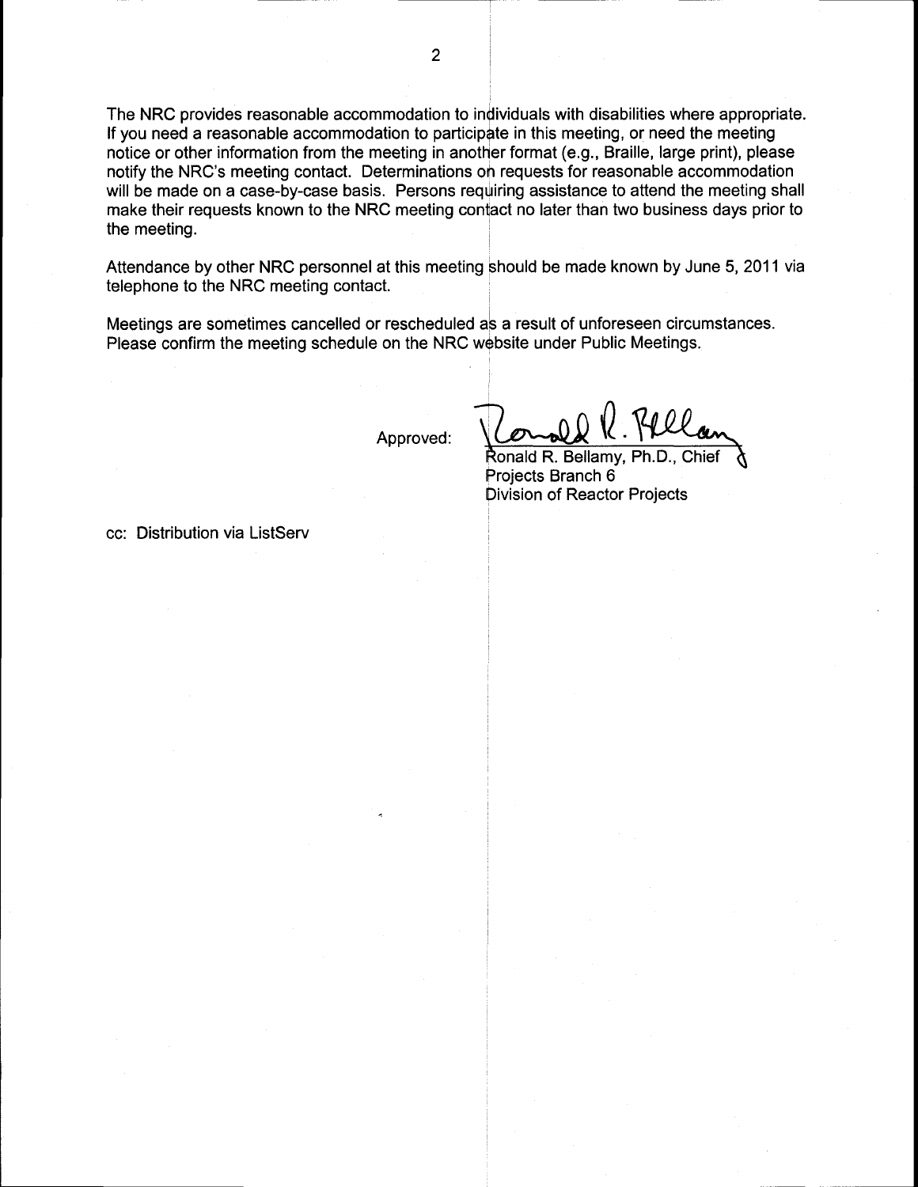The NRC provides reasonable accommodation to individuals with disabilities where appropriate. If you need a reasonable accommodation to participate in this meeting, or need the meeting notice or other information from the meeting in another format (e.g., Braille, large print), please notify the NRC's meeting contact. Determinations on requests for reasonable accommodation will be made on a case-by-case basis. Persons requiring assistance to attend the meeting shall make their requests known to the NRC meeting contact no later than two business days prior to the meeting.

Attendance by other NRC personnel at this meeting should be made known by June 5, 2011 via telephone to the NRC meeting contact.

Meetings are sometimes cancelled or rescheduled as a result of unforeseen circumstances. Please confirm the meeting schedule on the NRC website under Public Meetings.

Approved:

Ronald R. Bellamy, Ph.D., Chief
Projects Branch 6
Division of Reactor Projects

cc: Distribution via ListServ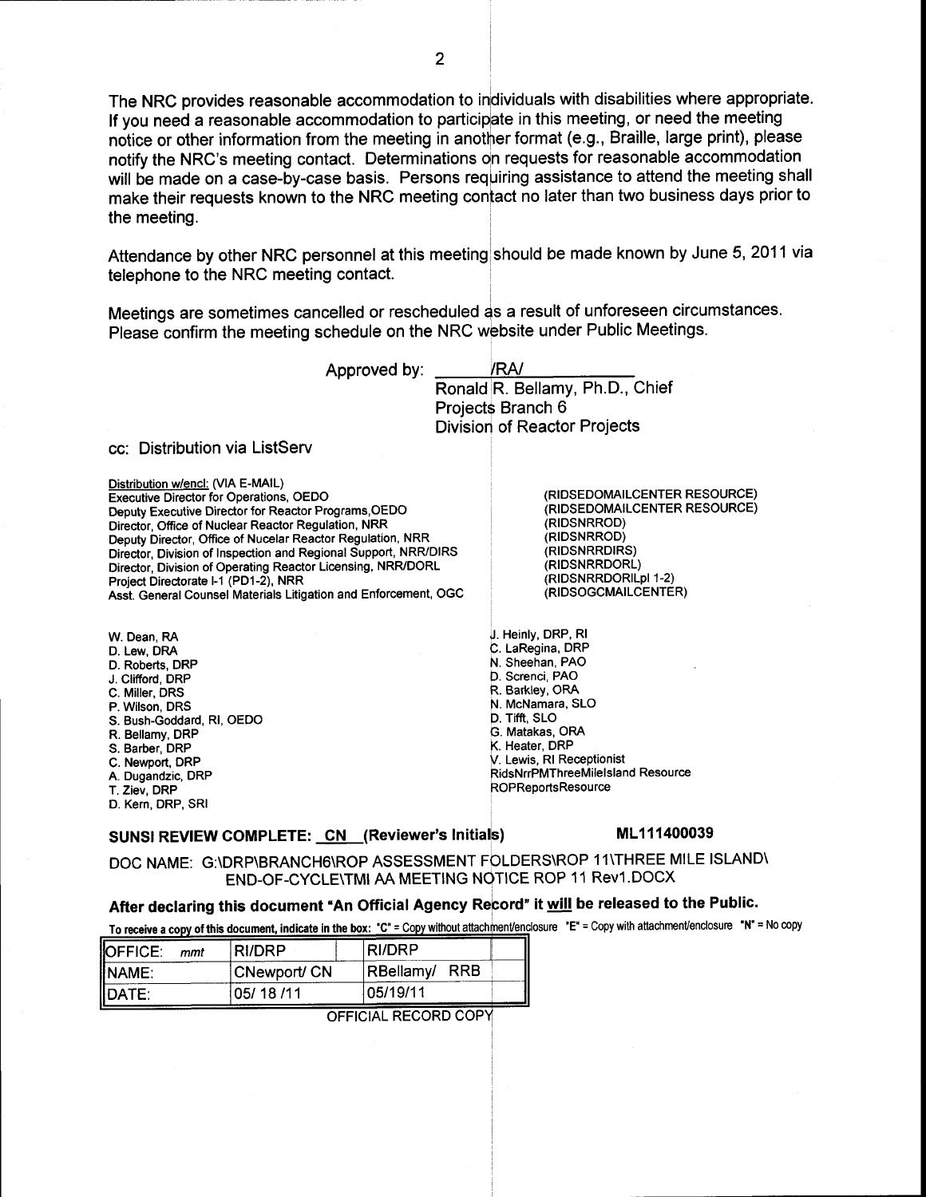The NRC provides reasonable accommodation to individuals with disabilities where appropriate. If you need a reasonable accommodation to participate in this meeting, or need the meeting notice or other information from the meeting in another format (e.g., Braille, large print), please notify the NRC's meeting contact. Determinations on requests for reasonable accommodation will be made on a case-by-case basis. Persons requiring assistance to attend the meeting shall make their requests known to the NRC meeting contact no later than two business days prior to the meeting.

Attendance by other NRC personnel at this meeting should be made known by June 5, 2011 via telephone to the NRC meeting contact.

Meetings are sometimes cancelled or rescheduled as a result of unforeseen circumstances. Please confirm the meeting schedule on the NRC website under Public Meetings.

Approved by: /RA/
Ronald R. Bellamy, Ph.D., Chief
Projects Branch 6
Division of Reactor Projects

cc: Distribution via ListServ

Distribution w/encl: (VIA E-MAIL)
Executive Director for Operations, OEDO (RIDSEDOMAILCENTER RESOURCE)
Deputy Executive Director for Reactor Programs,OEDO (RIDSEDOMAILCENTER RESOURCE)
Director, Office of Nuclear Reactor Regulation, NRR (RIDSNRROD)
Deputy Director, Office of Nucelar Reactor Regulation, NRR (RIDSNRROD)
Director, Division of Inspection and Regional Support, NRR/DIRS (RIDSNRRDIRS)
Director, Division of Operating Reactor Licensing, NRR/DORL (RIDSNRRDORL)
Project Directorate I-1 (PD1-2), NRR (RIDSNRRDORILpl 1-2)
Asst. General Counsel Materials Litigation and Enforcement, OGC (RIDSOGCMAILCENTER)

W. Dean, RA
D. Lew, DRA
D. Roberts, DRP
J. Clifford, DRP
C. Miller, DRS
P. Wilson, DRS
S. Bush-Goddard, RI, OEDO
R. Bellamy, DRP
S. Barber, DRP
C. Newport, DRP
A. Dugandzic, DRP
T. Ziev, DRP
D. Kern, DRP, SRI
J. Heinly, DRP, RI
C. LaRegina, DRP
N. Sheehan, PAO
D. Screnci, PAO
R. Barkley, ORA
N. McNamara, SLO
D. Tifft, SLO
G. Matakas, ORA
K. Heater, DRP
V. Lewis, RI Receptionist
RidsNrrPMThreeMileIsland Resource
ROPReportsResource

**SUNSI REVIEW COMPLETE: CN (Reviewer's Initials)** **ML111400039**

DOC NAME: G:\DRP\BRANCH6\ROP ASSESSMENT FOLDERS\ROP 11\THREE MILE ISLAND\END-OF-CYCLE\TMI AA MEETING NOTICE ROP 11 Rev1.DOCX

**After declaring this document "An Official Agency Record" it will be released to the Public.**

To receive a copy of this document, indicate in the box: "C" = Copy without attachment/enclosure "E" = Copy with attachment/enclosure "N" = No copy

| OFFICE: mmt | RI/DRP | | RI/DRP | |
|---|---|---|---|---|
| NAME: | CNewport/ CN | | RBellamy/ RRB | |
| DATE: | 05/ 18 /11 | | 05/19/11 | |

OFFICIAL RECORD COPY